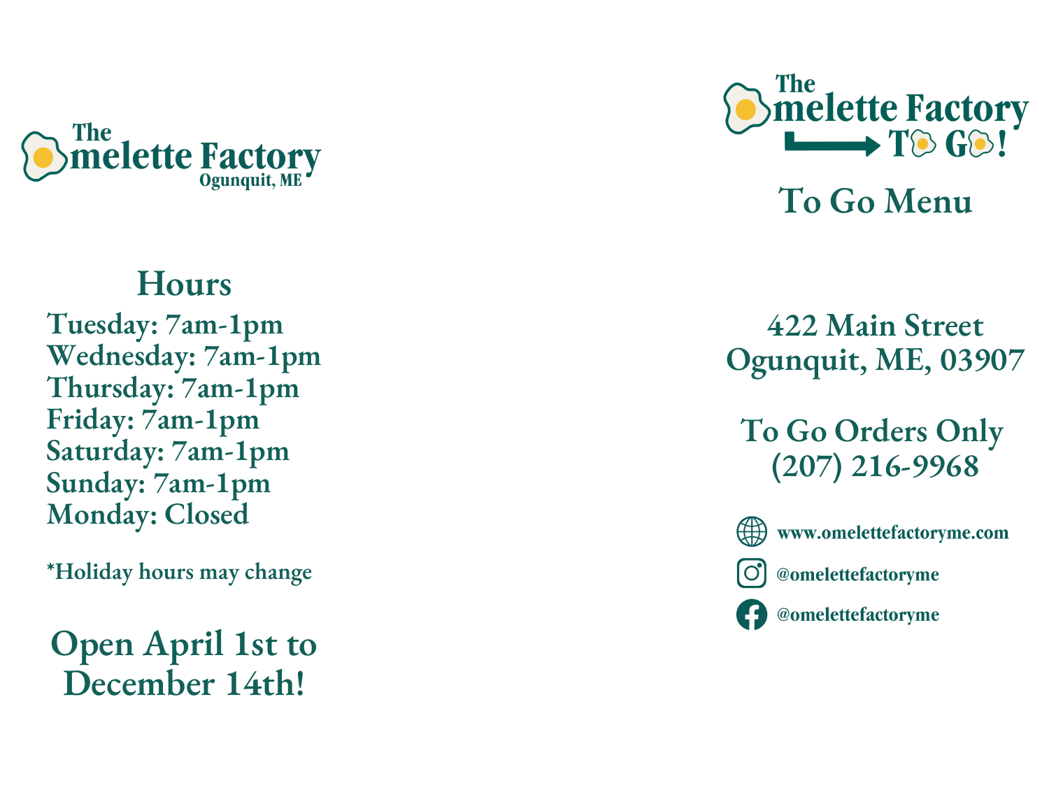# The Omelette Factory
Ogunquit, ME

## Hours

Tuesday: 7am-1pm
Wednesday: 7am-1pm
Thursday: 7am-1pm
Friday: 7am-1pm
Saturday: 7am-1pm
Sunday: 7am-1pm
Monday: Closed

*Holiday hours may change

**Open April 1st to December 14th!**

# The Omelette Factory To Go!

## To Go Menu

422 Main Street
Ogunquit, ME, 03907

To Go Orders Only
(207) 216-9968

www.omelettefactoryme.com
@omelettefactoryme
@omelettefactoryme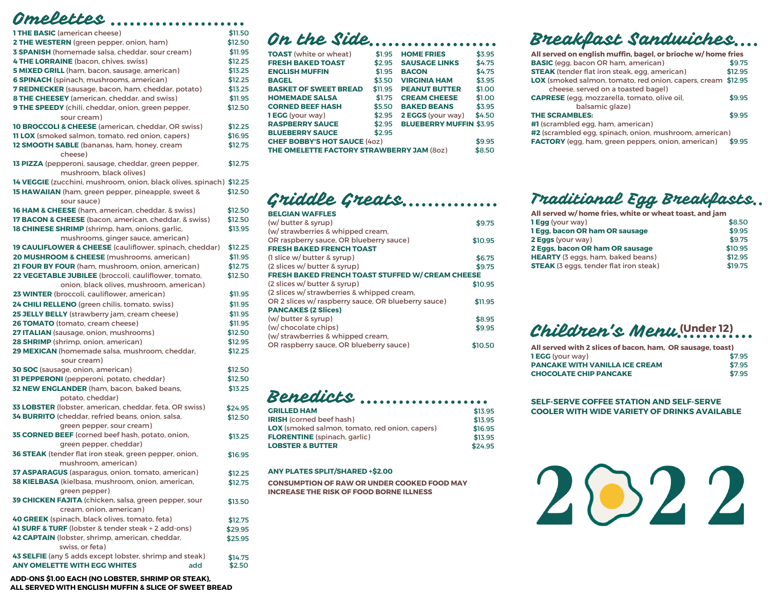## Omelettes

| | |
|---|---|
| **1 THE BASIC** (american cheese) | $11.50 |
| **2 THE WESTERN** (green pepper, onion, ham) | $12.50 |
| **3 SPANISH** (homemade salsa, cheddar, sour cream) | $11.95 |
| **4 THE LORRAINE** (bacon, chives, swiss) | $12.25 |
| **5 MIXED GRILL** (ham, bacon, sausage, american) | $13.25 |
| **6 SPINACH** (spinach, mushrooms, american) | $12.25 |
| **7 REDNECKER** (sausage, bacon, ham, cheddar, potato) | $13.25 |
| **8 THE CHEESEY** (american, cheddar, and swiss) | $11.95 |
| **9 THE SPEEDY** (chili, cheddar, onion, green pepper, sour cream) | $12.50 |
| **10 BROCCOLI & CHEESE** (american, cheddar, OR swiss) | $12.25 |
| **11 LOX** (smoked salmon, tomato, red onion, capers) | $16.95 |
| **12 SMOOTH SABLE** (bananas, ham, honey, cream cheese) | $12.75 |
| **13 PIZZA** (pepperoni, sausage, cheddar, green pepper, mushroom, black olives) | $12.75 |
| **14 VEGGIE** (zucchini, mushroom, onion, black olives, spinach) | $12.25 |
| **15 HAWAIIAN** (ham, green pepper, pineapple, sweet & sour sauce) | $12.50 |
| **16 HAM & CHEESE** (ham, american, cheddar, & swiss) | $12.50 |
| **17 BACON & CHEESE** (bacon, american, cheddar, & swiss) | $12.50 |
| **18 CHINESE SHRIMP** (shrimp, ham, onions, garlic, mushrooms, ginger sauce, american) | $13.95 |
| **19 CAULIFLOWER & CHEESE** (cauliflower, spinach, cheddar) | $12.25 |
| **20 MUSHROOM & CHEESE** (mushrooms, american) | $11.95 |
| **21 FOUR BY FOUR** (ham, mushroom, onion, american) | $12.75 |
| **22 VEGETABLE JUBILEE** (broccoli, cauliflower, tomato, onion, black olives, mushroom, american) | $12.50 |
| **23 WINTER** (broccoli, cauliflower, american) | $11.95 |
| **24 CHILI RELLENO** (green chilis, tomato, swiss) | $11.95 |
| **25 JELLY BELLY** (strawberry jam, cream cheese) | $11.95 |
| **26 TOMATO** (tomato, cream cheese) | $11.95 |
| **27 ITALIAN** (sausage, onion, mushrooms) | $12.50 |
| **28 SHRIMP** (shrimp, onion, american) | $12.95 |
| **29 MEXICAN** (homemade salsa, mushroom, cheddar, sour cream) | $12.25 |
| **30 SOC** (sausage, onion, american) | $12.50 |
| **31 PEPPERONI** (pepperoni, potato, cheddar) | $12.50 |
| **32 NEW ENGLANDER** (ham, bacon, baked beans, potato, cheddar) | $13.25 |
| **33 LOBSTER** (lobster, american, cheddar, feta, OR swiss) | $24.95 |
| **34 BURRITO** (cheddar, refried beans, onion, salsa, green pepper, sour cream) | $12.50 |
| **35 CORNED BEEF** (corned beef hash, potato, onion, green pepper, cheddar) | $13.25 |
| **36 STEAK** (tender flat iron steak, green pepper, onion, mushroom, american) | $16.95 |
| **37 ASPARAGUS** (asparagus, onion, tomato, american) | $12.25 |
| **38 KIELBASA** (kielbasa, mushroom, onion, american, green pepper) | $12.75 |
| **39 CHICKEN FAJITA** (chicken, salsa, green pepper, sour cream, onion, american) | $13.50 |
| **40 GREEK** (spinach, black olives, tomato, feta) | $12.75 |
| **41 SURF & TURF** (lobster & tender steak + 2 add-ons) | $29.95 |
| **42 CAPTAIN** (lobster, shrimp, american, cheddar, swiss, or feta) | $25.95 |
| **43 SELFIE** (any 5 adds except lobster, shrimp and steak) | $14.75 |
| **ANY OMELETTE WITH EGG WHITES** add | $2.50 |

**ADD-ONS $1.00 EACH (NO LOBSTER, SHRIMP OR STEAK), ALL SERVED WITH ENGLISH MUFFIN & SLICE OF SWEET BREAD**

## On the Side

| | | | |
|---|---|---|---|
| **TOAST** (white or wheat) | $1.95 | **HOME FRIES** | $3.95 |
| **FRESH BAKED TOAST** | $2.95 | **SAUSAGE LINKS** | $4.75 |
| **ENGLISH MUFFIN** | $1.95 | **BACON** | $4.75 |
| **BAGEL** | $3.50 | **VIRGINIA HAM** | $3.95 |
| **BASKET OF SWEET BREAD** | $11.95 | **PEANUT BUTTER** | $1.00 |
| **HOMEMADE SALSA** | $1.75 | **CREAM CHEESE** | $1.00 |
| **CORNED BEEF HASH** | $5.50 | **BAKED BEANS** | $3.95 |
| **1 EGG** (your way) | $2.95 | **2 EGGS** (your way) | $4.50 |
| **RASPBERRY SAUCE** | $2.95 | **BLUEBERRY MUFFIN** | $3.95 |
| **BLUEBERRY SAUCE** | $2.95 | | |

| | |
|---|---|
| **CHEF BOBBY'S HOT SAUCE** (4oz) | $9.95 |
| **THE OMELETTE FACTORY STRAWBERRY JAM** (8oz) | $8.50 |

## Griddle Greats

**BELGIAN WAFFLES**

| | |
|---|---|
| (w/ butter & syrup) | $9.75 |
| (w/ strawberries & whipped cream, OR raspberry sauce, OR blueberry sauce) | $10.95 |

**FRESH BAKED FRENCH TOAST**

| | |
|---|---|
| (1 slice w/ butter & syrup) | $6.75 |
| (2 slices w/ butter & syrup) | $9.75 |

**FRESH BAKED FRENCH TOAST STUFFED W/ CREAM CHEESE**

| | |
|---|---|
| (2 slices w/ butter & syrup) | $10.95 |
| (2 slices w/ strawberries & whipped cream, OR 2 slices w/ raspberry sauce, OR blueberry sauce) | $11.95 |

**PANCAKES (2 Slices)**

| | |
|---|---|
| (w/ butter & syrup) | $8.95 |
| (w/ chocolate chips) | $9.95 |
| (w/ strawberries & whipped cream, OR raspberry sauce, OR blueberry sauce) | $10.50 |

## Benedicts

| | |
|---|---|
| **GRILLED HAM** | $13.95 |
| **IRISH** (corned beef hash) | $13.95 |
| **LOX** (smoked salmon, tomato, red onion, capers) | $16.95 |
| **FLORENTINE** (spinach, garlic) | $13.95 |
| **LOBSTER & BUTTER** | $24.95 |

**ANY PLATES SPLIT/SHARED +$2.00**

**CONSUMPTION OF RAW OR UNDER COOKED FOOD MAY INCREASE THE RISK OF FOOD BORNE ILLNESS**

## Breakfast Sandwiches

**All served on english muffin, bagel, or brioche w/ home fries**

| | |
|---|---|
| **BASIC** (egg, bacon OR ham, american) | $9.75 |
| **STEAK** (tender flat iron steak, egg, american) | $12.95 |
| **LOX** (smoked salmon, tomato, red onion, capers, cream cheese, served on a toasted bagel) | $12.95 |
| **CAPRESE** (egg, mozzarella, tomato, olive oil, balsamic glaze) | $9.95 |
| **THE SCRAMBLES:** | $9.95 |
| **#1** (scrambled egg, ham, american) | |
| **#2** (scrambled egg, spinach, onion, mushroom, american) | |
| **FACTORY** (egg, ham, green peppers, onion, american) | $9.95 |

## Traditional Egg Breakfasts

**All served w/ home fries, white or wheat toast, and jam**

| | |
|---|---|
| **1 Egg** (your way) | $8.50 |
| **1 Egg, bacon OR ham OR sausage** | $9.95 |
| **2 Eggs** (your way) | $9.75 |
| **2 Eggs, bacon OR ham OR sausage** | $10.95 |
| **HEARTY** (3 eggs, ham, baked beans) | $12.95 |
| **STEAK** (3 eggs, tender flat iron steak) | $19.75 |

## Children's Menu (Under 12)

**All served with 2 slices of bacon, ham, OR sausage, toast)**

| | |
|---|---|
| **1 EGG** (your way) | $7.95 |
| **PANCAKE WITH VANILLA ICE CREAM** | $7.95 |
| **CHOCOLATE CHIP PANCAKE** | $7.95 |

**SELF-SERVE COFFEE STATION AND SELF-SERVE COOLER WITH WIDE VARIETY OF DRINKS AVAILABLE**

2022